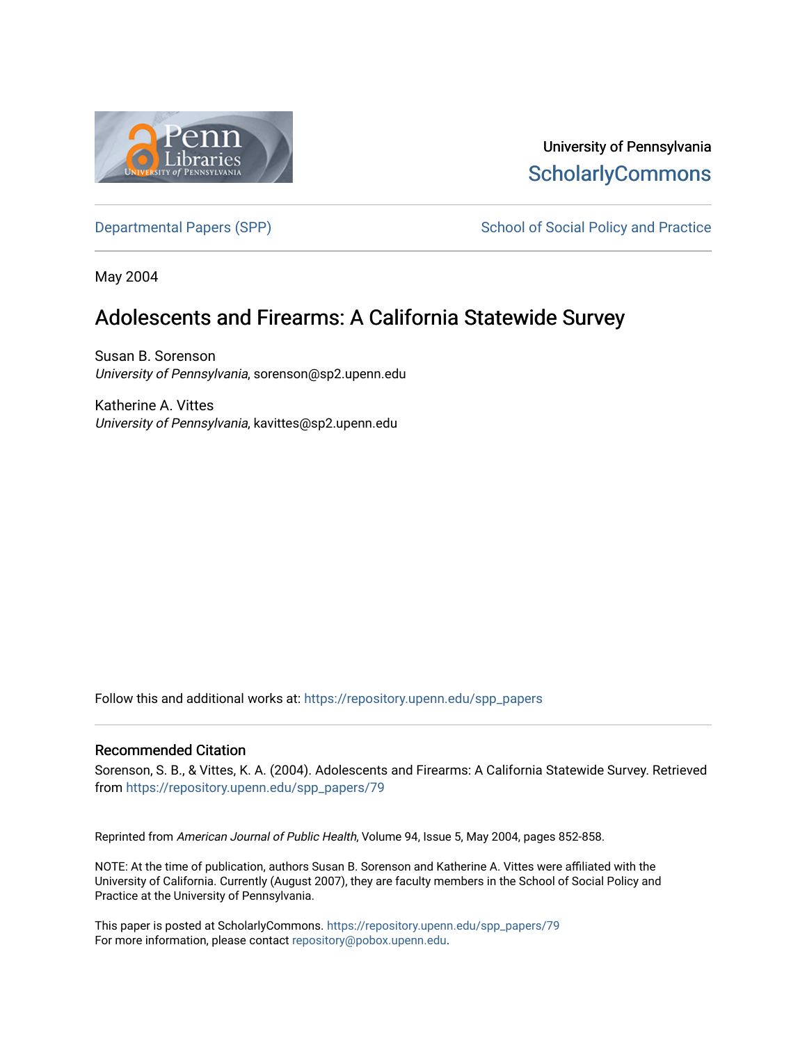University of Pennsylvania
ScholarlyCommons

Departmental Papers (SPP) | School of Social Policy and Practice

May 2004

# Adolescents and Firearms: A California Statewide Survey

Susan B. Sorenson
*University of Pennsylvania*, sorenson@sp2.upenn.edu

Katherine A. Vittes
*University of Pennsylvania*, kavittes@sp2.upenn.edu

Follow this and additional works at: https://repository.upenn.edu/spp_papers

## Recommended Citation

Sorenson, S. B., & Vittes, K. A. (2004). Adolescents and Firearms: A California Statewide Survey. Retrieved from https://repository.upenn.edu/spp_papers/79

Reprinted from *American Journal of Public Health*, Volume 94, Issue 5, May 2004, pages 852-858.

NOTE: At the time of publication, authors Susan B. Sorenson and Katherine A. Vittes were affiliated with the University of California. Currently (August 2007), they are faculty members in the School of Social Policy and Practice at the University of Pennsylvania.

This paper is posted at ScholarlyCommons. https://repository.upenn.edu/spp_papers/79
For more information, please contact repository@pobox.upenn.edu.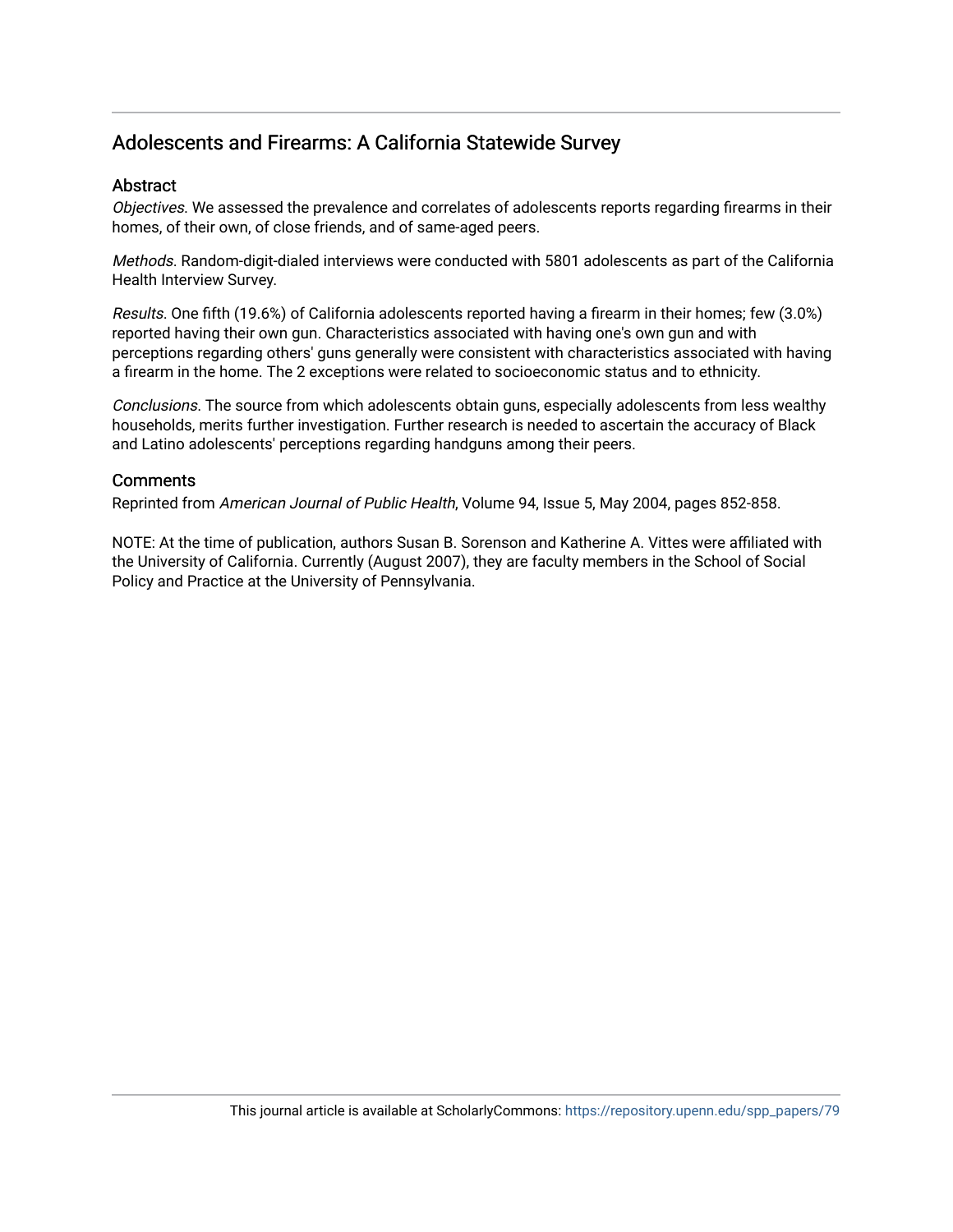# Adolescents and Firearms: A California Statewide Survey

## Abstract

*Objectives*. We assessed the prevalence and correlates of adolescents reports regarding firearms in their homes, of their own, of close friends, and of same-aged peers.

*Methods*. Random-digit-dialed interviews were conducted with 5801 adolescents as part of the California Health Interview Survey.

*Results*. One fifth (19.6%) of California adolescents reported having a firearm in their homes; few (3.0%) reported having their own gun. Characteristics associated with having one's own gun and with perceptions regarding others' guns generally were consistent with characteristics associated with having a firearm in the home. The 2 exceptions were related to socioeconomic status and to ethnicity.

*Conclusions*. The source from which adolescents obtain guns, especially adolescents from less wealthy households, merits further investigation. Further research is needed to ascertain the accuracy of Black and Latino adolescents' perceptions regarding handguns among their peers.

## Comments

Reprinted from *American Journal of Public Health*, Volume 94, Issue 5, May 2004, pages 852-858.

NOTE: At the time of publication, authors Susan B. Sorenson and Katherine A. Vittes were affiliated with the University of California. Currently (August 2007), they are faculty members in the School of Social Policy and Practice at the University of Pennsylvania.

This journal article is available at ScholarlyCommons: https://repository.upenn.edu/spp_papers/79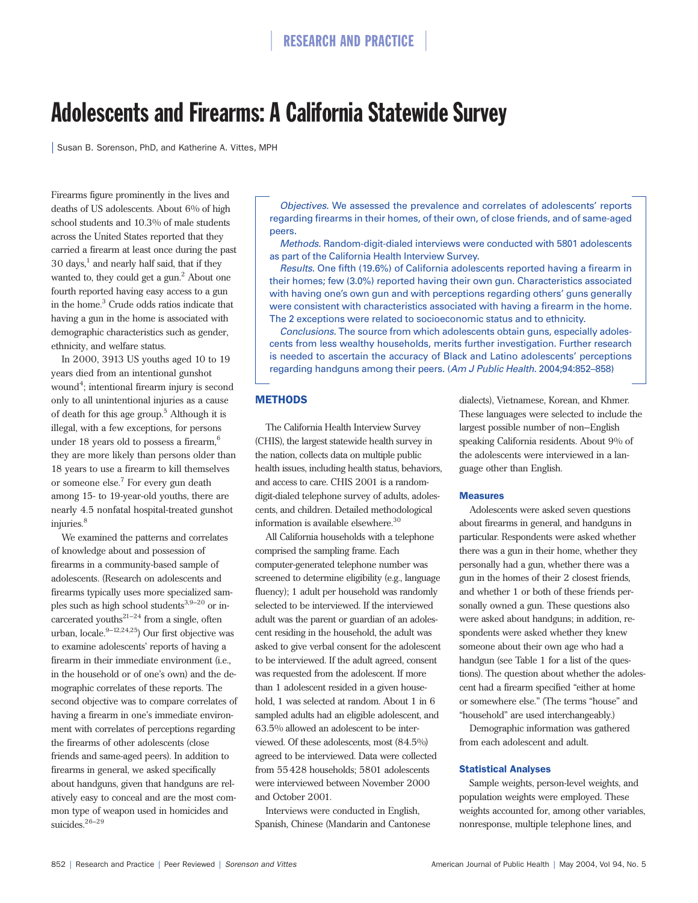# Adolescents and Firearms: A California Statewide Survey

Susan B. Sorenson, PhD, and Katherine A. Vittes, MPH

*Objectives.* We assessed the prevalence and correlates of adolescents' reports regarding firearms in their homes, of their own, of close friends, and of same-aged peers.

*Methods.* Random-digit-dialed interviews were conducted with 5801 adolescents as part of the California Health Interview Survey.

*Results.* One fifth (19.6%) of California adolescents reported having a firearm in their homes; few (3.0%) reported having their own gun. Characteristics associated with having one's own gun and with perceptions regarding others' guns generally were consistent with characteristics associated with having a firearm in the home. The 2 exceptions were related to socioeconomic status and to ethnicity.

*Conclusions.* The source from which adolescents obtain guns, especially adolescents from less wealthy households, merits further investigation. Further research is needed to ascertain the accuracy of Black and Latino adolescents' perceptions regarding handguns among their peers. (*Am J Public Health.* 2004;94:852–858)

Firearms figure prominently in the lives and deaths of US adolescents. About 6% of high school students and 10.3% of male students across the United States reported that they carried a firearm at least once during the past 30 days,[1] and nearly half said, that if they wanted to, they could get a gun.[2] About one fourth reported having easy access to a gun in the home.[3] Crude odds ratios indicate that having a gun in the home is associated with demographic characteristics such as gender, ethnicity, and welfare status.

In 2000, 3913 US youths aged 10 to 19 years died from an intentional gunshot wound[4]; intentional firearm injury is second only to all unintentional injuries as a cause of death for this age group.[5] Although it is illegal, with a few exceptions, for persons under 18 years old to possess a firearm,[6] they are more likely than persons older than 18 years to use a firearm to kill themselves or someone else.[7] For every gun death among 15- to 19-year-old youths, there are nearly 4.5 nonfatal hospital-treated gunshot injuries.[8]

We examined the patterns and correlates of knowledge about and possession of firearms in a community-based sample of adolescents. (Research on adolescents and firearms typically uses more specialized samples such as high school students[3,9–20] or incarcerated youths[21–24] from a single, often urban, locale.[9–12,24,25]) Our first objective was to examine adolescents' reports of having a firearm in their immediate environment (i.e., in the household or of one's own) and the demographic correlates of these reports. The second objective was to compare correlates of having a firearm in one's immediate environment with correlates of perceptions regarding the firearms of other adolescents (close friends and same-aged peers). In addition to firearms in general, we asked specifically about handguns, given that handguns are relatively easy to conceal and are the most common type of weapon used in homicides and suicides.[26–29]

## METHODS

The California Health Interview Survey (CHIS), the largest statewide health survey in the nation, collects data on multiple public health issues, including health status, behaviors, and access to care. CHIS 2001 is a random-digit-dialed telephone survey of adults, adolescents, and children. Detailed methodological information is available elsewhere.[30]

All California households with a telephone comprised the sampling frame. Each computer-generated telephone number was screened to determine eligibility (e.g., language fluency); 1 adult per household was randomly selected to be interviewed. If the interviewed adult was the parent or guardian of an adolescent residing in the household, the adult was asked to give verbal consent for the adolescent to be interviewed. If the adult agreed, consent was requested from the adolescent. If more than 1 adolescent resided in a given household, 1 was selected at random. About 1 in 6 sampled adults had an eligible adolescent, and 63.5% allowed an adolescent to be interviewed. Of these adolescents, most (84.5%) agreed to be interviewed. Data were collected from 55 428 households; 5801 adolescents were interviewed between November 2000 and October 2001.

Interviews were conducted in English, Spanish, Chinese (Mandarin and Cantonese dialects), Vietnamese, Korean, and Khmer. These languages were selected to include the largest possible number of non–English speaking California residents. About 9% of the adolescents were interviewed in a language other than English.

### Measures

Adolescents were asked seven questions about firearms in general, and handguns in particular. Respondents were asked whether there was a gun in their home, whether they personally had a gun, whether there was a gun in the homes of their 2 closest friends, and whether 1 or both of these friends personally owned a gun. These questions also were asked about handguns; in addition, respondents were asked whether they knew someone about their own age who had a handgun (see Table 1 for a list of the questions). The question about whether the adolescent had a firearm specified "either at home or somewhere else." (The terms "house" and "household" are used interchangeably.)

Demographic information was gathered from each adolescent and adult.

### Statistical Analyses

Sample weights, person-level weights, and population weights were employed. These weights accounted for, among other variables, nonresponse, multiple telephone lines, and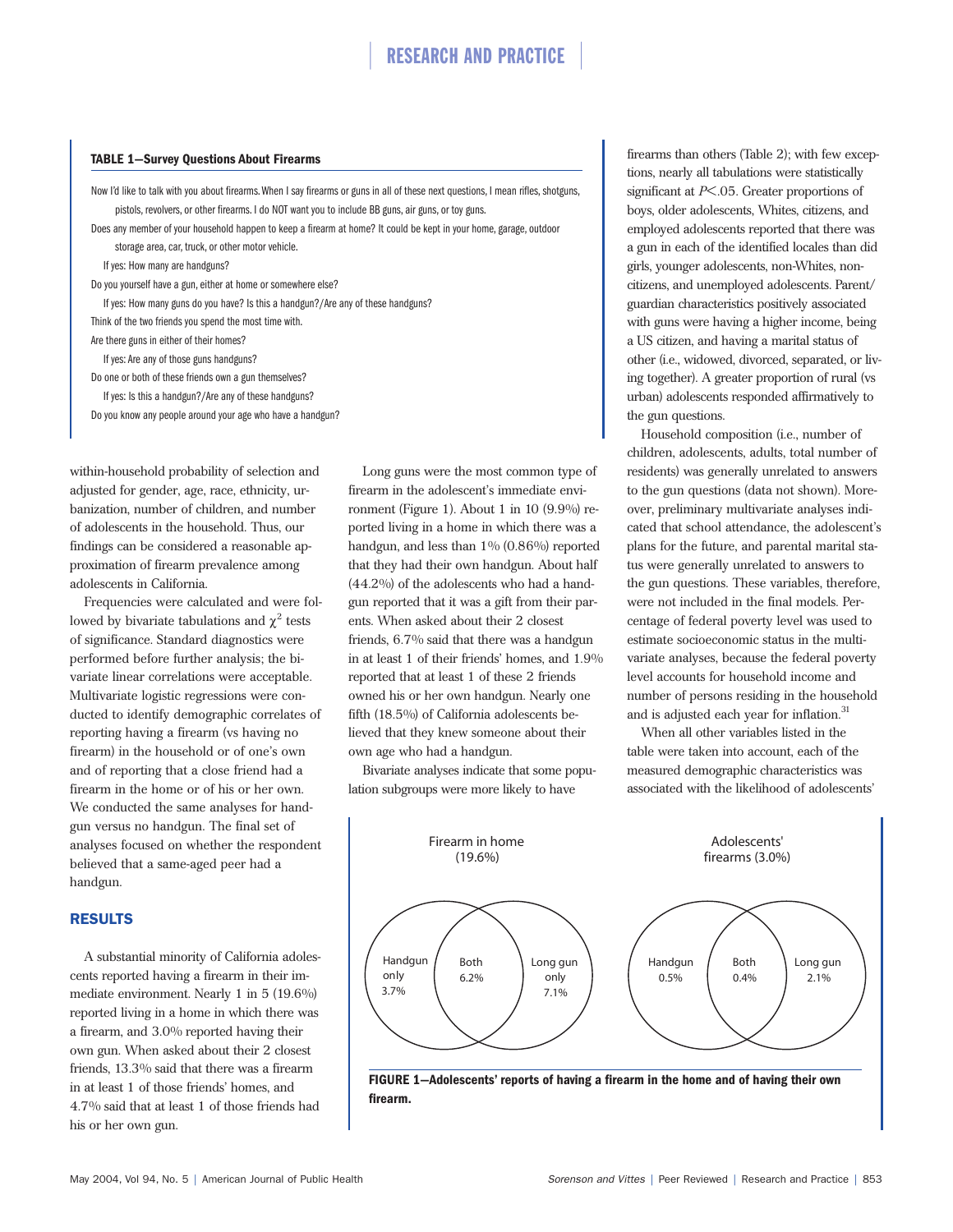**TABLE 1—Survey Questions About Firearms**

Now I'd like to talk with you about firearms. When I say firearms or guns in all of these next questions, I mean rifles, shotguns, pistols, revolvers, or other firearms. I do NOT want you to include BB guns, air guns, or toy guns.

Does any member of your household happen to keep a firearm at home? It could be kept in your home, garage, outdoor storage area, car, truck, or other motor vehicle.

If yes: How many are handguns?

Do you yourself have a gun, either at home or somewhere else?

If yes: How many guns do you have? Is this a handgun?/Are any of these handguns?

Think of the two friends you spend the most time with.

Are there guns in either of their homes?

If yes: Are any of those guns handguns?

Do one or both of these friends own a gun themselves?

If yes: Is this a handgun?/Are any of these handguns?

Do you know any people around your age who have a handgun?

within-household probability of selection and adjusted for gender, age, race, ethnicity, urbanization, number of children, and number of adolescents in the household. Thus, our findings can be considered a reasonable approximation of firearm prevalence among adolescents in California.

Frequencies were calculated and were followed by bivariate tabulations and $\chi^2$ tests of significance. Standard diagnostics were performed before further analysis; the bivariate linear correlations were acceptable. Multivariate logistic regressions were conducted to identify demographic correlates of reporting having a firearm (vs having no firearm) in the household or of one's own and of reporting that a close friend had a firearm in the home or of his or her own. We conducted the same analyses for handgun versus no handgun. The final set of analyses focused on whether the respondent believed that a same-aged peer had a handgun.

## RESULTS

A substantial minority of California adolescents reported having a firearm in their immediate environment. Nearly 1 in 5 (19.6%) reported living in a home in which there was a firearm, and 3.0% reported having their own gun. When asked about their 2 closest friends, 13.3% said that there was a firearm in at least 1 of those friends' homes, and 4.7% said that at least 1 of those friends had his or her own gun.

Long guns were the most common type of firearm in the adolescent's immediate environment (Figure 1). About 1 in 10 (9.9%) reported living in a home in which there was a handgun, and less than 1% (0.86%) reported that they had their own handgun. About half (44.2%) of the adolescents who had a handgun reported that it was a gift from their parents. When asked about their 2 closest friends, 6.7% said that there was a handgun in at least 1 of their friends' homes, and 1.9% reported that at least 1 of these 2 friends owned his or her own handgun. Nearly one fifth (18.5%) of California adolescents believed that they knew someone about their own age who had a handgun.

Bivariate analyses indicate that some population subgroups were more likely to have firearms than others (Table 2); with few exceptions, nearly all tabulations were statistically significant at $P<.05$. Greater proportions of boys, older adolescents, Whites, citizens, and employed adolescents reported that there was a gun in each of the identified locales than did girls, younger adolescents, non-Whites, noncitizens, and unemployed adolescents. Parent/guardian characteristics positively associated with guns were having a higher income, being a US citizen, and having a marital status of other (i.e., widowed, divorced, separated, or living together). A greater proportion of rural (vs urban) adolescents responded affirmatively to the gun questions.

Household composition (i.e., number of children, adolescents, adults, total number of residents) was generally unrelated to answers to the gun questions (data not shown). Moreover, preliminary multivariate analyses indicated that school attendance, the adolescent's plans for the future, and parental marital status were generally unrelated to answers to the gun questions. These variables, therefore, were not included in the final models. Percentage of federal poverty level was used to estimate socioeconomic status in the multivariate analyses, because the federal poverty level accounts for household income and number of persons residing in the household and is adjusted each year for inflation.[31]

When all other variables listed in the table were taken into account, each of the measured demographic characteristics was associated with the likelihood of adolescents'

Firearm in home (19.6%)

Handgun only 3.7%

Both 6.2%

Long gun only 7.1%

Adolescents' firearms (3.0%)

Handgun 0.5%

Both 0.4%

Long gun 2.1%

**FIGURE 1—Adolescents' reports of having a firearm in the home and of having their own firearm.**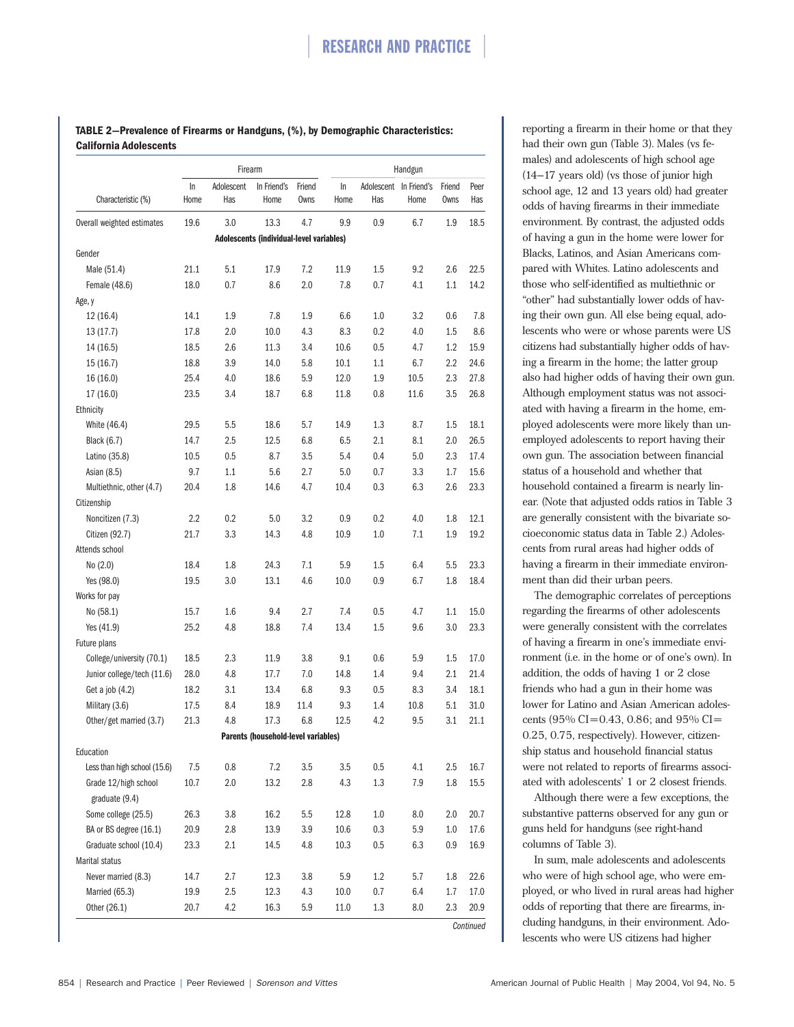**TABLE 2—Prevalence of Firearms or Handguns, (%), by Demographic Characteristics: California Adolescents**

| | Firearm | | | | Handgun | | | | |
|---|---|---|---|---|---|---|---|---|---|
| Characteristic (%) | In Home | Adolescent Has | In Friend's Home | Friend Owns | In Home | Adolescent Has | In Friend's Home | Friend Owns | Peer Has |
| Overall weighted estimates | 19.6 | 3.0 | 13.3 | 4.7 | 9.9 | 0.9 | 6.7 | 1.9 | 18.5 |
| **Adolescents (individual-level variables)** | | | | | | | | | |
| Gender | | | | | | | | | |
| Male (51.4) | 21.1 | 5.1 | 17.9 | 7.2 | 11.9 | 1.5 | 9.2 | 2.6 | 22.5 |
| Female (48.6) | 18.0 | 0.7 | 8.6 | 2.0 | 7.8 | 0.7 | 4.1 | 1.1 | 14.2 |
| Age, y | | | | | | | | | |
| 12 (16.4) | 14.1 | 1.9 | 7.8 | 1.9 | 6.6 | 1.0 | 3.2 | 0.6 | 7.8 |
| 13 (17.7) | 17.8 | 2.0 | 10.0 | 4.3 | 8.3 | 0.2 | 4.0 | 1.5 | 8.6 |
| 14 (16.5) | 18.5 | 2.6 | 11.3 | 3.4 | 10.6 | 0.5 | 4.7 | 1.2 | 15.9 |
| 15 (16.7) | 18.8 | 3.9 | 14.0 | 5.8 | 10.1 | 1.1 | 6.7 | 2.2 | 24.6 |
| 16 (16.0) | 25.4 | 4.0 | 18.6 | 5.9 | 12.0 | 1.9 | 10.5 | 2.3 | 27.8 |
| 17 (16.0) | 23.5 | 3.4 | 18.7 | 6.8 | 11.8 | 0.8 | 11.6 | 3.5 | 26.8 |
| Ethnicity | | | | | | | | | |
| White (46.4) | 29.5 | 5.5 | 18.6 | 5.7 | 14.9 | 1.3 | 8.7 | 1.5 | 18.1 |
| Black (6.7) | 14.7 | 2.5 | 12.5 | 6.8 | 6.5 | 2.1 | 8.1 | 2.0 | 26.5 |
| Latino (35.8) | 10.5 | 0.5 | 8.7 | 3.5 | 5.4 | 0.4 | 5.0 | 2.3 | 17.4 |
| Asian (8.5) | 9.7 | 1.1 | 5.6 | 2.7 | 5.0 | 0.7 | 3.3 | 1.7 | 15.6 |
| Multiethnic, other (4.7) | 20.4 | 1.8 | 14.6 | 4.7 | 10.4 | 0.3 | 6.3 | 2.6 | 23.3 |
| Citizenship | | | | | | | | | |
| Noncitizen (7.3) | 2.2 | 0.2 | 5.0 | 3.2 | 0.9 | 0.2 | 4.0 | 1.8 | 12.1 |
| Citizen (92.7) | 21.7 | 3.3 | 14.3 | 4.8 | 10.9 | 1.0 | 7.1 | 1.9 | 19.2 |
| Attends school | | | | | | | | | |
| No (2.0) | 18.4 | 1.8 | 24.3 | 7.1 | 5.9 | 1.5 | 6.4 | 5.5 | 23.3 |
| Yes (98.0) | 19.5 | 3.0 | 13.1 | 4.6 | 10.0 | 0.9 | 6.7 | 1.8 | 18.4 |
| Works for pay | | | | | | | | | |
| No (58.1) | 15.7 | 1.6 | 9.4 | 2.7 | 7.4 | 0.5 | 4.7 | 1.1 | 15.0 |
| Yes (41.9) | 25.2 | 4.8 | 18.8 | 7.4 | 13.4 | 1.5 | 9.6 | 3.0 | 23.3 |
| Future plans | | | | | | | | | |
| College/university (70.1) | 18.5 | 2.3 | 11.9 | 3.8 | 9.1 | 0.6 | 5.9 | 1.5 | 17.0 |
| Junior college/tech (11.6) | 28.0 | 4.8 | 17.7 | 7.0 | 14.8 | 1.4 | 9.4 | 2.1 | 21.4 |
| Get a job (4.2) | 18.2 | 3.1 | 13.4 | 6.8 | 9.3 | 0.5 | 8.3 | 3.4 | 18.1 |
| Military (3.6) | 17.5 | 8.4 | 18.9 | 11.4 | 9.3 | 1.4 | 10.8 | 5.1 | 31.0 |
| Other/get married (3.7) | 21.3 | 4.8 | 17.3 | 6.8 | 12.5 | 4.2 | 9.5 | 3.1 | 21.1 |
| **Parents (household-level variables)** | | | | | | | | | |
| Education | | | | | | | | | |
| Less than high school (15.6) | 7.5 | 0.8 | 7.2 | 3.5 | 3.5 | 0.5 | 4.1 | 2.5 | 16.7 |
| Grade 12/high school graduate (9.4) | 10.7 | 2.0 | 13.2 | 2.8 | 4.3 | 1.3 | 7.9 | 1.8 | 15.5 |
| Some college (25.5) | 26.3 | 3.8 | 16.2 | 5.5 | 12.8 | 1.0 | 8.0 | 2.0 | 20.7 |
| BA or BS degree (16.1) | 20.9 | 2.8 | 13.9 | 3.9 | 10.6 | 0.3 | 5.9 | 1.0 | 17.6 |
| Graduate school (10.4) | 23.3 | 2.1 | 14.5 | 4.8 | 10.3 | 0.5 | 6.3 | 0.9 | 16.9 |
| Marital status | | | | | | | | | |
| Never married (8.3) | 14.7 | 2.7 | 12.3 | 3.8 | 5.9 | 1.2 | 5.7 | 1.8 | 22.6 |
| Married (65.3) | 19.9 | 2.5 | 12.3 | 4.3 | 10.0 | 0.7 | 6.4 | 1.7 | 17.0 |
| Other (26.1) | 20.7 | 4.2 | 16.3 | 5.9 | 11.0 | 1.3 | 8.0 | 2.3 | 20.9 |

*Continued*

reporting a firearm in their home or that they had their own gun (Table 3). Males (vs females) and adolescents of high school age (14–17 years old) (vs those of junior high school age, 12 and 13 years old) had greater odds of having firearms in their immediate environment. By contrast, the adjusted odds of having a gun in the home were lower for Blacks, Latinos, and Asian Americans compared with Whites. Latino adolescents and those who self-identified as multiethnic or "other" had substantially lower odds of having their own gun. All else being equal, adolescents who were or whose parents were US citizens had substantially higher odds of having a firearm in the home; the latter group also had higher odds of having their own gun. Although employment status was not associated with having a firearm in the home, employed adolescents were more likely than unemployed adolescents to report having their own gun. The association between financial status of a household and whether that household contained a firearm is nearly linear. (Note that adjusted odds ratios in Table 3 are generally consistent with the bivariate socioeconomic status data in Table 2.) Adolescents from rural areas had higher odds of having a firearm in their immediate environment than did their urban peers.

The demographic correlates of perceptions regarding the firearms of other adolescents were generally consistent with the correlates of having a firearm in one's immediate environment (i.e. in the home or of one's own). In addition, the odds of having 1 or 2 close friends who had a gun in their home was lower for Latino and Asian American adolescents (95% CI=0.43, 0.86; and 95% CI=0.25, 0.75, respectively). However, citizenship status and household financial status were not related to reports of firearms associated with adolescents' 1 or 2 closest friends.

Although there were a few exceptions, the substantive patterns observed for any gun or guns held for handguns (see right-hand columns of Table 3).

In sum, male adolescents and adolescents who were of high school age, who were employed, or who lived in rural areas had higher odds of reporting that there are firearms, including handguns, in their environment. Adolescents who were US citizens had higher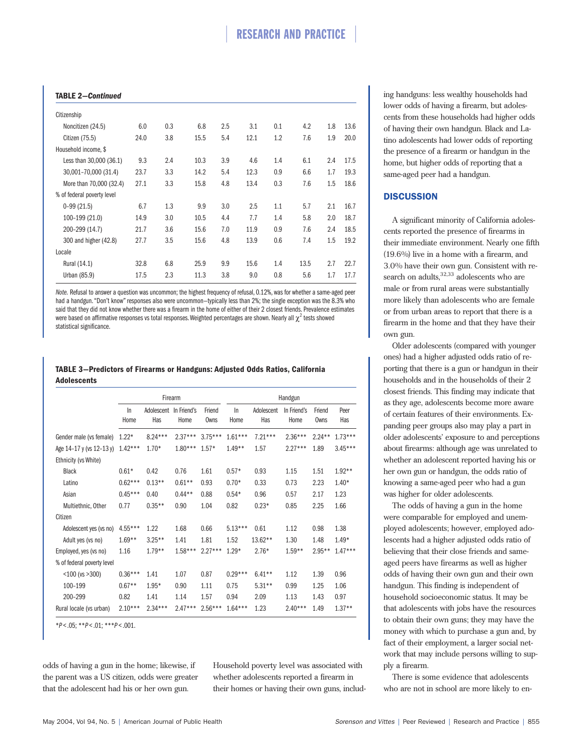**TABLE 2—Continued**

| | | | | | | | | | |
|---|---|---|---|---|---|---|---|---|---|
| Citizenship | | | | | | | | | |
| Noncitizen (24.5) | 6.0 | 0.3 | 6.8 | 2.5 | 3.1 | 0.1 | 4.2 | 1.8 | 13.6 |
| Citizen (75.5) | 24.0 | 3.8 | 15.5 | 5.4 | 12.1 | 1.2 | 7.6 | 1.9 | 20.0 |
| Household income, $ | | | | | | | | | |
| Less than 30,000 (36.1) | 9.3 | 2.4 | 10.3 | 3.9 | 4.6 | 1.4 | 6.1 | 2.4 | 17.5 |
| 30,001–70,000 (31.4) | 23.7 | 3.3 | 14.2 | 5.4 | 12.3 | 0.9 | 6.6 | 1.7 | 19.3 |
| More than 70,000 (32.4) | 27.1 | 3.3 | 15.8 | 4.8 | 13.4 | 0.3 | 7.6 | 1.5 | 18.6 |
| % of federal poverty level | | | | | | | | | |
| 0–99 (21.5) | 6.7 | 1.3 | 9.9 | 3.0 | 2.5 | 1.1 | 5.7 | 2.1 | 16.7 |
| 100–199 (21.0) | 14.9 | 3.0 | 10.5 | 4.4 | 7.7 | 1.4 | 5.8 | 2.0 | 18.7 |
| 200–299 (14.7) | 21.7 | 3.6 | 15.6 | 7.0 | 11.9 | 0.9 | 7.6 | 2.4 | 18.5 |
| 300 and higher (42.8) | 27.7 | 3.5 | 15.6 | 4.8 | 13.9 | 0.6 | 7.4 | 1.5 | 19.2 |
| Locale | | | | | | | | | |
| Rural (14.1) | 32.8 | 6.8 | 25.9 | 9.9 | 15.6 | 1.4 | 13.5 | 2.7 | 22.7 |
| Urban (85.9) | 17.5 | 2.3 | 11.3 | 3.8 | 9.0 | 0.8 | 5.6 | 1.7 | 17.7 |

*Note.* Refusal to answer a question was uncommon; the highest frequency of refusal, 0.12%, was for whether a same-aged peer had a handgun. "Don't know" responses also were uncommon—typically less than 2%; the single exception was the 8.3% who said that they did not know whether there was a firearm in the home of either of their 2 closest friends. Prevalence estimates were based on affirmative responses vs total responses. Weighted percentages are shown. Nearly all $\chi^2$ tests showed statistical significance.

**TABLE 3—Predictors of Firearms or Handguns: Adjusted Odds Ratios, California Adolescents**

| | Firearm | | | | Handgun | | | | |
|---|---|---|---|---|---|---|---|---|---|
| | In Home | Adolescent Has | In Friend's Home | Friend Owns | In Home | Adolescent Has | In Friend's Home | Friend Owns | Peer Has |
| Gender male (vs female) | 1.22* | 8.24*** | 2.37*** | 3.75*** | 1.61*** | 7.21*** | 2.36*** | 2.24** | 1.73*** |
| Age 14–17 y (vs 12–13 y) | 1.42*** | 1.70* | 1.80*** | 1.57* | 1.49** | 1.57 | 2.27*** | 1.89 | 3.45*** |
| Ethnicity (vs White) | | | | | | | | | |
| Black | 0.61* | 0.42 | 0.76 | 1.61 | 0.57* | 0.93 | 1.15 | 1.51 | 1.92** |
| Latino | 0.62*** | 0.13** | 0.61** | 0.93 | 0.70* | 0.33 | 0.73 | 2.23 | 1.40* |
| Asian | 0.45*** | 0.40 | 0.44** | 0.88 | 0.54* | 0.96 | 0.57 | 2.17 | 1.23 |
| Multiethnic, Other | 0.77 | 0.35** | 0.90 | 1.04 | 0.82 | 0.23* | 0.85 | 2.25 | 1.66 |
| Citizen | | | | | | | | | |
| Adolescent yes (vs no) | 4.55*** | 1.22 | 1.68 | 0.66 | 5.13*** | 0.61 | 1.12 | 0.98 | 1.38 |
| Adult yes (vs no) | 1.69** | 3.25** | 1.41 | 1.81 | 1.52 | 13.62** | 1.30 | 1.48 | 1.49* |
| Employed, yes (vs no) | 1.16 | 1.79** | 1.58*** | 2.27*** | 1.29* | 2.76* | 1.59** | 2.95** | 1.47*** |
| % of federal poverty level | | | | | | | | | |
| <100 (vs >300) | 0.36*** | 1.41 | 1.07 | 0.87 | 0.29*** | 6.41** | 1.12 | 1.39 | 0.96 |
| 100–199 | 0.67** | 1.95* | 0.90 | 1.11 | 0.75 | 5.31** | 0.99 | 1.25 | 1.06 |
| 200–299 | 0.82 | 1.41 | 1.14 | 1.57 | 0.94 | 2.09 | 1.13 | 1.43 | 0.97 |
| Rural locale (vs urban) | 2.10*** | 2.34*** | 2.47*** | 2.56*** | 1.64*** | 1.23 | 2.40*** | 1.49 | 1.37** |

*$P<.05$; **$P<.01$; ***$P<.001$.

odds of having a gun in the home; likewise, if the parent was a US citizen, odds were greater that the adolescent had his or her own gun.

Household poverty level was associated with whether adolescents reported a firearm in their homes or having their own guns, including handguns: less wealthy households had lower odds of having a firearm, but adolescents from these households had higher odds of having their own handgun. Black and Latino adolescents had lower odds of reporting the presence of a firearm or handgun in the home, but higher odds of reporting that a same-aged peer had a handgun.

## DISCUSSION

A significant minority of California adolescents reported the presence of firearms in their immediate environment. Nearly one fifth (19.6%) live in a home with a firearm, and 3.0% have their own gun. Consistent with research on adults,[32,33] adolescents who are male or from rural areas were substantially more likely than adolescents who are female or from urban areas to report that there is a firearm in the home and that they have their own gun.

Older adolescents (compared with younger ones) had a higher adjusted odds ratio of reporting that there is a gun or handgun in their households and in the households of their 2 closest friends. This finding may indicate that as they age, adolescents become more aware of certain features of their environments. Expanding peer groups also may play a part in older adolescents' exposure to and perceptions about firearms: although age was unrelated to whether an adolescent reported having his or her own gun or handgun, the odds ratio of knowing a same-aged peer who had a gun was higher for older adolescents.

The odds of having a gun in the home were comparable for employed and unemployed adolescents; however, employed adolescents had a higher adjusted odds ratio of believing that their close friends and same-aged peers have firearms as well as higher odds of having their own gun and their own handgun. This finding is independent of household socioeconomic status. It may be that adolescents with jobs have the resources to obtain their own guns; they may have the money with which to purchase a gun and, by fact of their employment, a larger social network that may include persons willing to supply a firearm.

There is some evidence that adolescents who are not in school are more likely to en-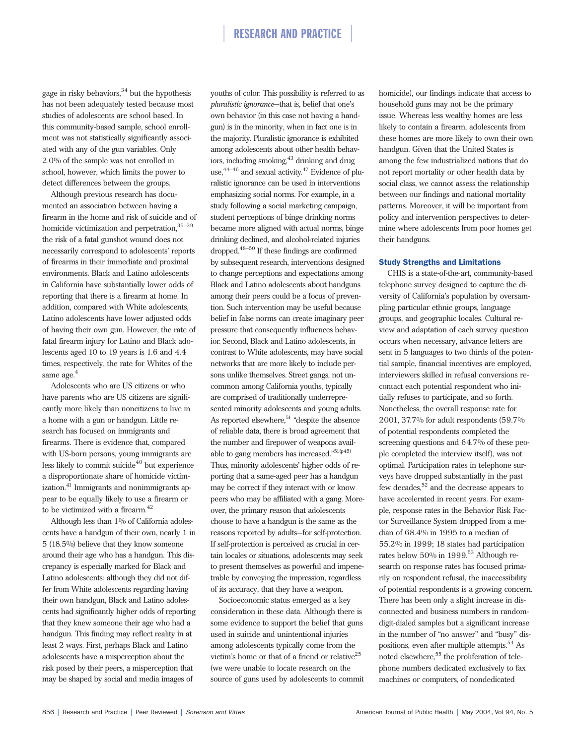gage in risky behaviors,[34] but the hypothesis has not been adequately tested because most studies of adolescents are school based. In this community-based sample, school enrollment was not statistically significantly associated with any of the gun variables. Only 2.0% of the sample was not enrolled in school, however, which limits the power to detect differences between the groups.

Although previous research has documented an association between having a firearm in the home and risk of suicide and of homicide victimization and perpetration,[35–39] the risk of a fatal gunshot wound does not necessarily correspond to adolescents' reports of firearms in their immediate and proximal environments. Black and Latino adolescents in California have substantially lower odds of reporting that there is a firearm at home. In addition, compared with White adolescents, Latino adolescents have lower adjusted odds of having their own gun. However, the rate of fatal firearm injury for Latino and Black adolescents aged 10 to 19 years is 1.6 and 4.4 times, respectively, the rate for Whites of the same age.[4]

Adolescents who are US citizens or who have parents who are US citizens are significantly more likely than noncitizens to live in a home with a gun or handgun. Little research has focused on immigrants and firearms. There is evidence that, compared with US-born persons, young immigrants are less likely to commit suicide[40] but experience a disproportionate share of homicide victimization.[41] Immigrants and nonimmigrants appear to be equally likely to use a firearm or to be victimized with a firearm.[42]

Although less than 1% of California adolescents have a handgun of their own, nearly 1 in 5 (18.5%) believe that they know someone around their age who has a handgun. This discrepancy is especially marked for Black and Latino adolescents: although they did not differ from White adolescents regarding having their own handgun, Black and Latino adolescents had significantly higher odds of reporting that they knew someone their age who had a handgun. This finding may reflect reality in at least 2 ways. First, perhaps Black and Latino adolescents have a misperception about the risk posed by their peers, a misperception that may be shaped by social and media images of youths of color. This possibility is referred to as *pluralistic ignorance*—that is, belief that one's own behavior (in this case not having a handgun) is in the minority, when in fact one is in the majority. Pluralistic ignorance is exhibited among adolescents about other health behaviors, including smoking,[43] drinking and drug use,[44–46] and sexual activity.[47] Evidence of pluralistic ignorance can be used in interventions emphasizing social norms. For example, in a study following a social marketing campaign, student perceptions of binge drinking norms became more aligned with actual norms, binge drinking declined, and alcohol-related injuries dropped.[48–50] If these findings are confirmed by subsequent research, interventions designed to change perceptions and expectations among Black and Latino adolescents about handguns among their peers could be a focus of prevention. Such intervention may be useful because belief in false norms can create imaginary peer pressure that consequently influences behavior. Second, Black and Latino adolescents, in contrast to White adolescents, may have social networks that are more likely to include persons unlike themselves. Street gangs, not uncommon among California youths, typically are comprised of traditionally underrepresented minority adolescents and young adults. As reported elsewhere,[51] "despite the absence of reliable data, there is broad agreement that the number and firepower of weapons available to gang members has increased."[51(p45)] Thus, minority adolescents' higher odds of reporting that a same-aged peer has a handgun may be correct if they interact with or know peers who may be affiliated with a gang. Moreover, the primary reason that adolescents choose to have a handgun is the same as the reasons reported by adults—for self-protection. If self-protection is perceived as crucial in certain locales or situations, adolescents may seek to present themselves as powerful and impenetrable by conveying the impression, regardless of its accuracy, that they have a weapon.

Socioeconomic status emerged as a key consideration in these data. Although there is some evidence to support the belief that guns used in suicide and unintentional injuries among adolescents typically come from the victim's home or that of a friend or relative[25] (we were unable to locate research on the source of guns used by adolescents to commit homicide), our findings indicate that access to household guns may not be the primary issue. Whereas less wealthy homes are less likely to contain a firearm, adolescents from these homes are more likely to own their own handgun. Given that the United States is among the few industrialized nations that do not report mortality or other health data by social class, we cannot assess the relationship between our findings and national mortality patterns. Moreover, it will be important from policy and intervention perspectives to determine where adolescents from poor homes get their handguns.

### Study Strengths and Limitations

CHIS is a state-of-the-art, community-based telephone survey designed to capture the diversity of California's population by oversampling particular ethnic groups, language groups, and geographic locales. Cultural review and adaptation of each survey question occurs when necessary, advance letters are sent in 5 languages to two thirds of the potential sample, financial incentives are employed, interviewers skilled in refusal conversions recontact each potential respondent who initially refuses to participate, and so forth. Nonetheless, the overall response rate for 2001, 37.7% for adult respondents (59.7% of potential respondents completed the screening questions and 64.7% of these people completed the interview itself), was not optimal. Participation rates in telephone surveys have dropped substantially in the past few decades,[52] and the decrease appears to have accelerated in recent years. For example, response rates in the Behavior Risk Factor Surveillance System dropped from a median of 68.4% in 1995 to a median of 55.2% in 1999; 18 states had participation rates below 50% in 1999.[53] Although research on response rates has focused primarily on respondent refusal, the inaccessibility of potential respondents is a growing concern. There has been only a slight increase in disconnected and business numbers in random-digit-dialed samples but a significant increase in the number of "no answer" and "busy" dispositions, even after multiple attempts.[54] As noted elsewhere,[55] the proliferation of telephone numbers dedicated exclusively to fax machines or computers, of nondedicated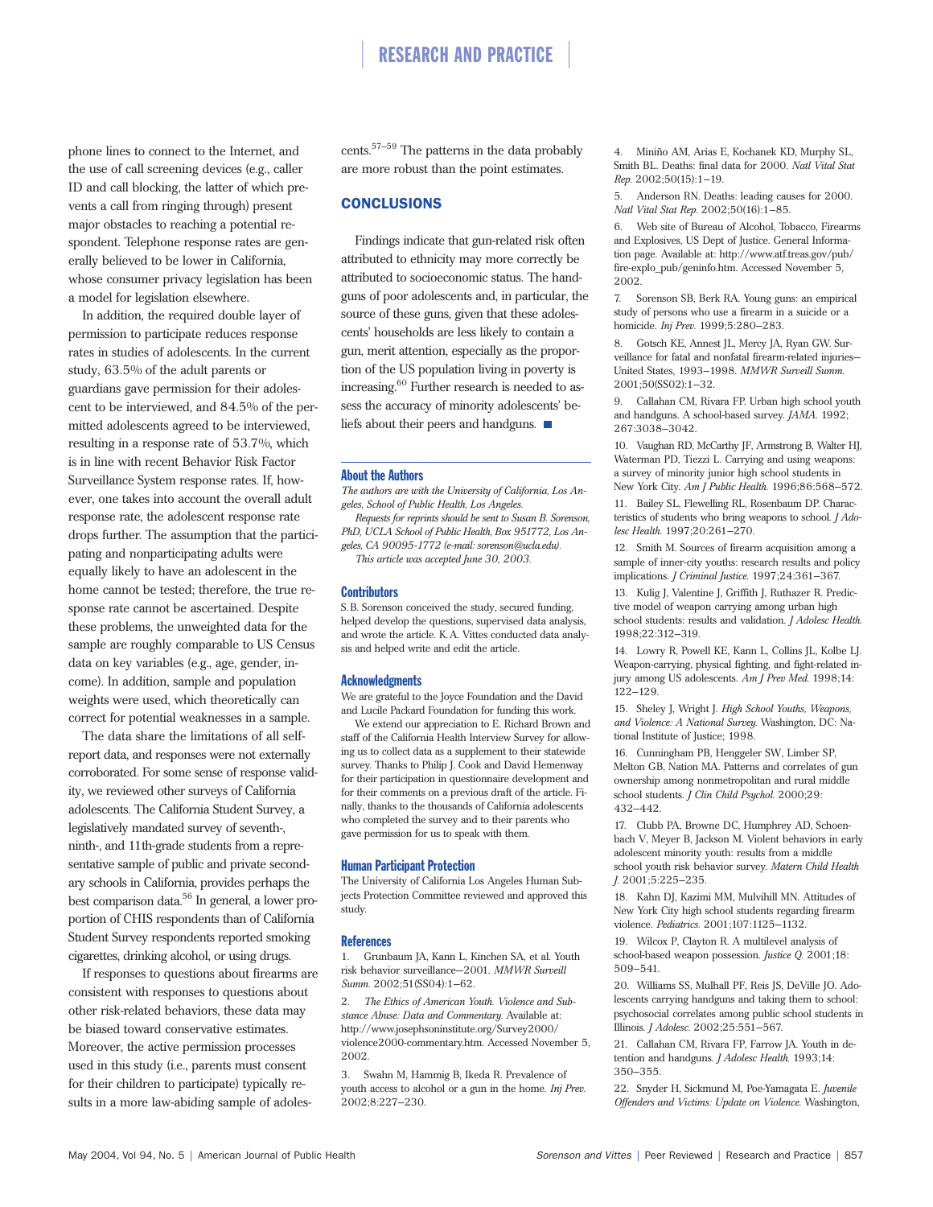phone lines to connect to the Internet, and the use of call screening devices (e.g., caller ID and call blocking, the latter of which prevents a call from ringing through) present major obstacles to reaching a potential respondent. Telephone response rates are generally believed to be lower in California, whose consumer privacy legislation has been a model for legislation elsewhere.

In addition, the required double layer of permission to participate reduces response rates in studies of adolescents. In the current study, 63.5% of the adult parents or guardians gave permission for their adolescent to be interviewed, and 84.5% of the permitted adolescents agreed to be interviewed, resulting in a response rate of 53.7%, which is in line with recent Behavior Risk Factor Surveillance System response rates. If, however, one takes into account the overall adult response rate, the adolescent response rate drops further. The assumption that the participating and nonparticipating adults were equally likely to have an adolescent in the home cannot be tested; therefore, the true response rate cannot be ascertained. Despite these problems, the unweighted data for the sample are roughly comparable to US Census data on key variables (e.g., age, gender, income). In addition, sample and population weights were used, which theoretically can correct for potential weaknesses in a sample.

The data share the limitations of all self-report data, and responses were not externally corroborated. For some sense of response validity, we reviewed other surveys of California adolescents. The California Student Survey, a legislatively mandated survey of seventh-, ninth-, and 11th-grade students from a representative sample of public and private secondary schools in California, provides perhaps the best comparison data.[56] In general, a lower proportion of CHIS respondents than of California Student Survey respondents reported smoking cigarettes, drinking alcohol, or using drugs.

If responses to questions about firearms are consistent with responses to questions about other risk-related behaviors, these data may be biased toward conservative estimates. Moreover, the active permission processes used in this study (i.e., parents must consent for their children to participate) typically results in a more law-abiding sample of adolescents.[57–59] The patterns in the data probably are more robust than the point estimates.

## CONCLUSIONS

Findings indicate that gun-related risk often attributed to ethnicity may more correctly be attributed to socioeconomic status. The handguns of poor adolescents and, in particular, the source of these guns, given that these adolescents' households are less likely to contain a gun, merit attention, especially as the proportion of the US population living in poverty is increasing.[60] Further research is needed to assess the accuracy of minority adolescents' beliefs about their peers and handguns. ■

### About the Authors

*The authors are with the University of California, Los Angeles, School of Public Health, Los Angeles.*

*Requests for reprints should be sent to Susan B. Sorenson, PhD, UCLA School of Public Health, Box 951772, Los Angeles, CA 90095-1772 (e-mail: sorenson@ucla.edu).*

*This article was accepted June 30, 2003.*

### Contributors

S.B. Sorenson conceived the study, secured funding, helped develop the questions, supervised data analysis, and wrote the article. K.A. Vittes conducted data analysis and helped write and edit the article.

### Acknowledgments

We are grateful to the Joyce Foundation and the David and Lucile Packard Foundation for funding this work.

We extend our appreciation to E. Richard Brown and staff of the California Health Interview Survey for allowing us to collect data as a supplement to their statewide survey. Thanks to Philip J. Cook and David Hemenway for their participation in questionnaire development and for their comments on a previous draft of the article. Finally, thanks to the thousands of California adolescents who completed the survey and to their parents who gave permission for us to speak with them.

### Human Participant Protection

The University of California Los Angeles Human Subjects Protection Committee reviewed and approved this study.

### References

1. Grunbaum JA, Kann L, Kinchen SA, et al. Youth risk behavior surveillance—2001. *MMWR Surveill Summ.* 2002;51(SS04):1–62.
2. *The Ethics of American Youth. Violence and Substance Abuse: Data and Commentary.* Available at: http://www.josephsoninstitute.org/Survey2000/violence2000-commentary.htm. Accessed November 5, 2002.
3. Swahn M, Hammig B, Ikeda R. Prevalence of youth access to alcohol or a gun in the home. *Inj Prev.* 2002;8:227–230.
4. Miniño AM, Arias E, Kochanek KD, Murphy SL, Smith BL. Deaths: final data for 2000. *Natl Vital Stat Rep.* 2002;50(15):1–19.
5. Anderson RN. Deaths: leading causes for 2000. *Natl Vital Stat Rep.* 2002;50(16):1–85.
6. Web site of Bureau of Alcohol, Tobacco, Firearms and Explosives, US Dept of Justice. General Information page. Available at: http://www.atf.treas.gov/pub/fire-explo_pub/geninfo.htm. Accessed November 5, 2002.
7. Sorenson SB, Berk RA. Young guns: an empirical study of persons who use a firearm in a suicide or a homicide. *Inj Prev.* 1999;5:280–283.
8. Gotsch KE, Annest JL, Mercy JA, Ryan GW. Surveillance for fatal and nonfatal firearm-related injuries—United States, 1993–1998. *MMWR Surveill Summ.* 2001;50(SS02):1–32.
9. Callahan CM, Rivara FP. Urban high school youth and handguns. A school-based survey. *JAMA.* 1992;267:3038–3042.
10. Vaughan RD, McCarthy JF, Armstrong B, Walter HJ, Waterman PD, Tiezzi L. Carrying and using weapons: a survey of minority junior high school students in New York City. *Am J Public Health.* 1996;86:568–572.
11. Bailey SL, Flewelling RL, Rosenbaum DP. Characteristics of students who bring weapons to school. *J Adolesc Health.* 1997;20:261–270.
12. Smith M. Sources of firearm acquisition among a sample of inner-city youths: research results and policy implications. *J Criminal Justice.* 1997;24:361–367.
13. Kulig J, Valentine J, Griffith J, Ruthazer R. Predictive model of weapon carrying among urban high school students: results and validation. *J Adolesc Health.* 1998;22:312–319.
14. Lowry R, Powell KE, Kann L, Collins JL, Kolbe LJ. Weapon-carrying, physical fighting, and fight-related injury among US adolescents. *Am J Prev Med.* 1998;14:122–129.
15. Sheley J, Wright J. *High School Youths, Weapons, and Violence: A National Survey.* Washington, DC: National Institute of Justice; 1998.
16. Cunningham PB, Henggeler SW, Limber SP, Melton GB, Nation MA. Patterns and correlates of gun ownership among nonmetropolitan and rural middle school students. *J Clin Child Psychol.* 2000;29:432–442.
17. Clubb PA, Browne DC, Humphrey AD, Schoenbach V, Meyer B, Jackson M. Violent behaviors in early adolescent minority youth: results from a middle school youth risk behavior survey. *Matern Child Health J.* 2001;5:225–235.
18. Kahn DJ, Kazimi MM, Mulvihill MN. Attitudes of New York City high school students regarding firearm violence. *Pediatrics.* 2001;107:1125–1132.
19. Wilcox P, Clayton R. A multilevel analysis of school-based weapon possession. *Justice Q.* 2001;18:509–541.
20. Williams SS, Mulhall PF, Reis JS, DeVille JO. Adolescents carrying handguns and taking them to school: psychosocial correlates among public school students in Illinois. *J Adolesc.* 2002;25:551–567.
21. Callahan CM, Rivara FP, Farrow JA. Youth in detention and handguns. *J Adolesc Health.* 1993;14:350–355.
22. Snyder H, Sickmund M, Poe-Yamagata E. *Juvenile Offenders and Victims: Update on Violence.* Washington,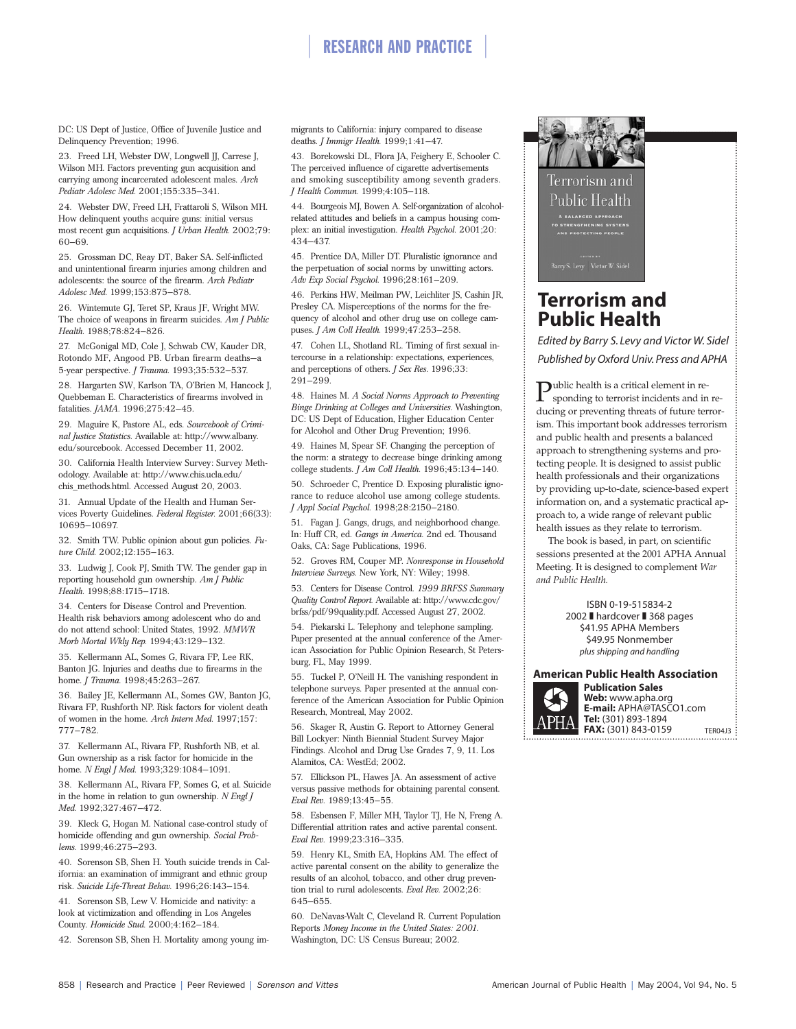DC: US Dept of Justice, Office of Juvenile Justice and Delinquency Prevention; 1996.

23. Freed LH, Webster DW, Longwell JJ, Carrese J, Wilson MH. Factors preventing gun acquisition and carrying among incarcerated adolescent males. *Arch Pediatr Adolesc Med.* 2001;155:335–341.

24. Webster DW, Freed LH, Frattaroli S, Wilson MH. How delinquent youths acquire guns: initial versus most recent gun acquisitions. *J Urban Health.* 2002;79:60–69.

25. Grossman DC, Reay DT, Baker SA. Self-inflicted and unintentional firearm injuries among children and adolescents: the source of the firearm. *Arch Pediatr Adolesc Med.* 1999;153:875–878.

26. Wintemute GJ, Teret SP, Kraus JF, Wright MW. The choice of weapons in firearm suicides. *Am J Public Health.* 1988;78:824–826.

27. McGonigal MD, Cole J, Schwab CW, Kauder DR, Rotondo MF, Angood PB. Urban firearm deaths—a 5-year perspective. *J Trauma.* 1993;35:532–537.

28. Hargarten SW, Karlson TA, O'Brien M, Hancock J, Quebbeman E. Characteristics of firearms involved in fatalities. *JAMA.* 1996;275:42–45.

29. Maguire K, Pastore AL, eds. *Sourcebook of Criminal Justice Statistics.* Available at: http://www.albany.edu/sourcebook. Accessed December 11, 2002.

30. California Health Interview Survey: Survey Methodology. Available at: http://www.chis.ucla.edu/chis_methods.html. Accessed August 20, 2003.

31. Annual Update of the Health and Human Services Poverty Guidelines. *Federal Register.* 2001;66(33):10695–10697.

32. Smith TW. Public opinion about gun policies. *Future Child.* 2002;12:155–163.

33. Ludwig J, Cook PJ, Smith TW. The gender gap in reporting household gun ownership. *Am J Public Health.* 1998;88:1715–1718.

34. Centers for Disease Control and Prevention. Health risk behaviors among adolescent who do and do not attend school: United States, 1992. *MMWR Morb Mortal Wkly Rep.* 1994;43:129–132.

35. Kellermann AL, Somes G, Rivara FP, Lee RK, Banton JG. Injuries and deaths due to firearms in the home. *J Trauma.* 1998;45:263–267.

36. Bailey JE, Kellermann AL, Somes GW, Banton JG, Rivara FP, Rushforth NP. Risk factors for violent death of women in the home. *Arch Intern Med.* 1997;157:777–782.

37. Kellermann AL, Rivara FP, Rushforth NB, et al. Gun ownership as a risk factor for homicide in the home. *N Engl J Med.* 1993;329:1084–1091.

38. Kellermann AL, Rivara FP, Somes G, et al. Suicide in the home in relation to gun ownership. *N Engl J Med.* 1992;327:467–472.

39. Kleck G, Hogan M. National case-control study of homicide offending and gun ownership. *Social Problems.* 1999;46:275–293.

40. Sorenson SB, Shen H. Youth suicide trends in California: an examination of immigrant and ethnic group risk. *Suicide Life-Threat Behav.* 1996;26:143–154.

41. Sorenson SB, Lew V. Homicide and nativity: a look at victimization and offending in Los Angeles County. *Homicide Stud.* 2000;4:162–184.

42. Sorenson SB, Shen H. Mortality among young immigrants to California: injury compared to disease deaths. *J Immigr Health.* 1999;1:41–47.

43. Borekowski DL, Flora JA, Feighery E, Schooler C. The perceived influence of cigarette advertisements and smoking susceptibility among seventh graders. *J Health Commun.* 1999;4:105–118.

44. Bourgeois MJ, Bowen A. Self-organization of alcohol-related attitudes and beliefs in a campus housing complex: an initial investigation. *Health Psychol.* 2001;20:434–437.

45. Prentice DA, Miller DT. Pluralistic ignorance and the perpetuation of social norms by unwitting actors. *Adv Exp Social Psychol.* 1996;28:161–209.

46. Perkins HW, Meilman PW, Leichliter JS, Cashin JR, Presley CA. Misperceptions of the norms for the frequency of alcohol and other drug use on college campuses. *J Am Coll Health.* 1999;47:253–258.

47. Cohen LL, Shotland RL. Timing of first sexual intercourse in a relationship: expectations, experiences, and perceptions of others. *J Sex Res.* 1996;33:291–299.

48. Haines M. *A Social Norms Approach to Preventing Binge Drinking at Colleges and Universities.* Washington, DC: US Dept of Education, Higher Education Center for Alcohol and Other Drug Prevention; 1996.

49. Haines M, Spear SF. Changing the perception of the norm: a strategy to decrease binge drinking among college students. *J Am Coll Health.* 1996;45:134–140.

50. Schroeder C, Prentice D. Exposing pluralistic ignorance to reduce alcohol use among college students. *J Appl Social Psychol.* 1998;28:2150–2180.

51. Fagan J. Gangs, drugs, and neighborhood change. In: Huff CR, ed. *Gangs in America.* 2nd ed. Thousand Oaks, CA: Sage Publications, 1996.

52. Groves RM, Couper MP. *Nonresponse in Household Interview Surveys.* New York, NY: Wiley; 1998.

53. Centers for Disease Control. *1999 BRFSS Summary Quality Control Report.* Available at: http://www.cdc.gov/brfss/pdf/99quality.pdf. Accessed August 27, 2002.

54. Piekarski L. Telephony and telephone sampling. Paper presented at the annual conference of the American Association for Public Opinion Research, St Petersburg, FL, May 1999.

55. Tuckel P, O'Neill H. The vanishing respondent in telephone surveys. Paper presented at the annual conference of the American Association for Public Opinion Research, Montreal, May 2002.

56. Skager R, Austin G. Report to Attorney General Bill Lockyer: Ninth Biennial Student Survey Major Findings. Alcohol and Drug Use Grades 7, 9, 11. Los Alamitos, CA: WestEd; 2002.

57. Ellickson PL, Hawes JA. An assessment of active versus passive methods for obtaining parental consent. *Eval Rev.* 1989;13:45–55.

58. Esbensen F, Miller MH, Taylor TJ, He N, Freng A. Differential attrition rates and active parental consent. *Eval Rev.* 1999;23:316–335.

59. Henry KL, Smith EA, Hopkins AM. The effect of active parental consent on the ability to generalize the results of an alcohol, tobacco, and other drug prevention trial to rural adolescents. *Eval Rev.* 2002;26:645–655.

60. DeNavas-Walt C, Cleveland R. Current Population Reports *Money Income in the United States: 2001.* Washington, DC: US Census Bureau; 2002.

## Terrorism and Public Health

*Edited by Barry S. Levy and Victor W. Sidel*

*Published by Oxford Univ. Press and APHA*

Public health is a critical element in responding to terrorist incidents and in reducing or preventing threats of future terrorism. This important book addresses terrorism and public health and presents a balanced approach to strengthening systems and protecting people. It is designed to assist public health professionals and their organizations by providing up-to-date, science-based expert information on, and a systematic practical approach to, a wide range of relevant public health issues as they relate to terrorism.

The book is based, in part, on scientific sessions presented at the 2001 APHA Annual Meeting. It is designed to complement *War and Public Health.*

ISBN 0-19-515834-2
2002 ▮ hardcover ▮ 368 pages
$41.95 APHA Members
$49.95 Nonmember
*plus shipping and handling*

**American Public Health Association**
**Publication Sales**
**Web:** www.apha.org
**E-mail:** APHA@TASCO1.com
**Tel:** (301) 893-1894
**FAX:** (301) 843-0159

TER04J3